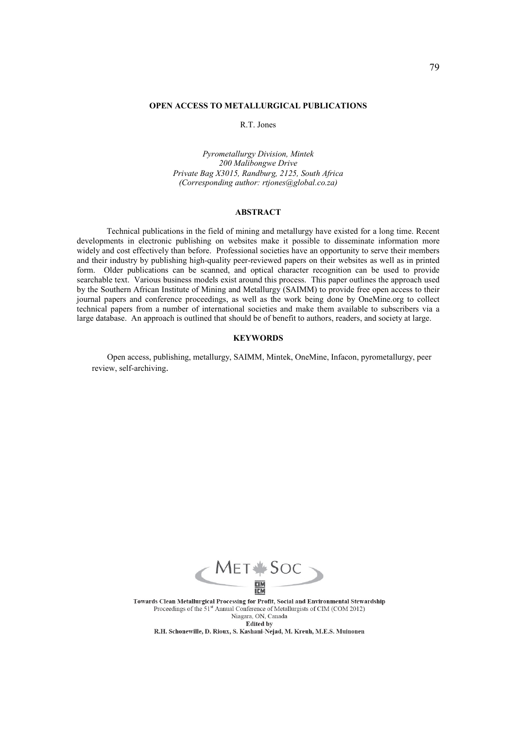# OPEN ACCESS TO METALLURGICAL PUBLICATIONS

R.T. Jones

*Pyrometallurgy Division, Mintek*
*200 Malibongwe Drive*
*Private Bag X3015, Randburg, 2125, South Africa*
*(Corresponding author: rtjones@global.co.za)*

## ABSTRACT

Technical publications in the field of mining and metallurgy have existed for a long time. Recent developments in electronic publishing on websites make it possible to disseminate information more widely and cost effectively than before. Professional societies have an opportunity to serve their members and their industry by publishing high-quality peer-reviewed papers on their websites as well as in printed form. Older publications can be scanned, and optical character recognition can be used to provide searchable text. Various business models exist around this process. This paper outlines the approach used by the Southern African Institute of Mining and Metallurgy (SAIMM) to provide free open access to their journal papers and conference proceedings, as well as the work being done by OneMine.org to collect technical papers from a number of international societies and make them available to subscribers via a large database. An approach is outlined that should be of benefit to authors, readers, and society at large.

## KEYWORDS

Open access, publishing, metallurgy, SAIMM, Mintek, OneMine, Infacon, pyrometallurgy, peer review, self-archiving.

**Towards Clean Metallurgical Processing for Profit, Social and Environmental Stewardship**
Proceedings of the 51st Annual Conference of Metallurgists of CIM (COM 2012)
Niagara, ON, Canada
**Edited by**
**R.H. Schonewille, D. Rioux, S. Kashani-Nejad, M. Kreuh, M.E.S. Muinonen**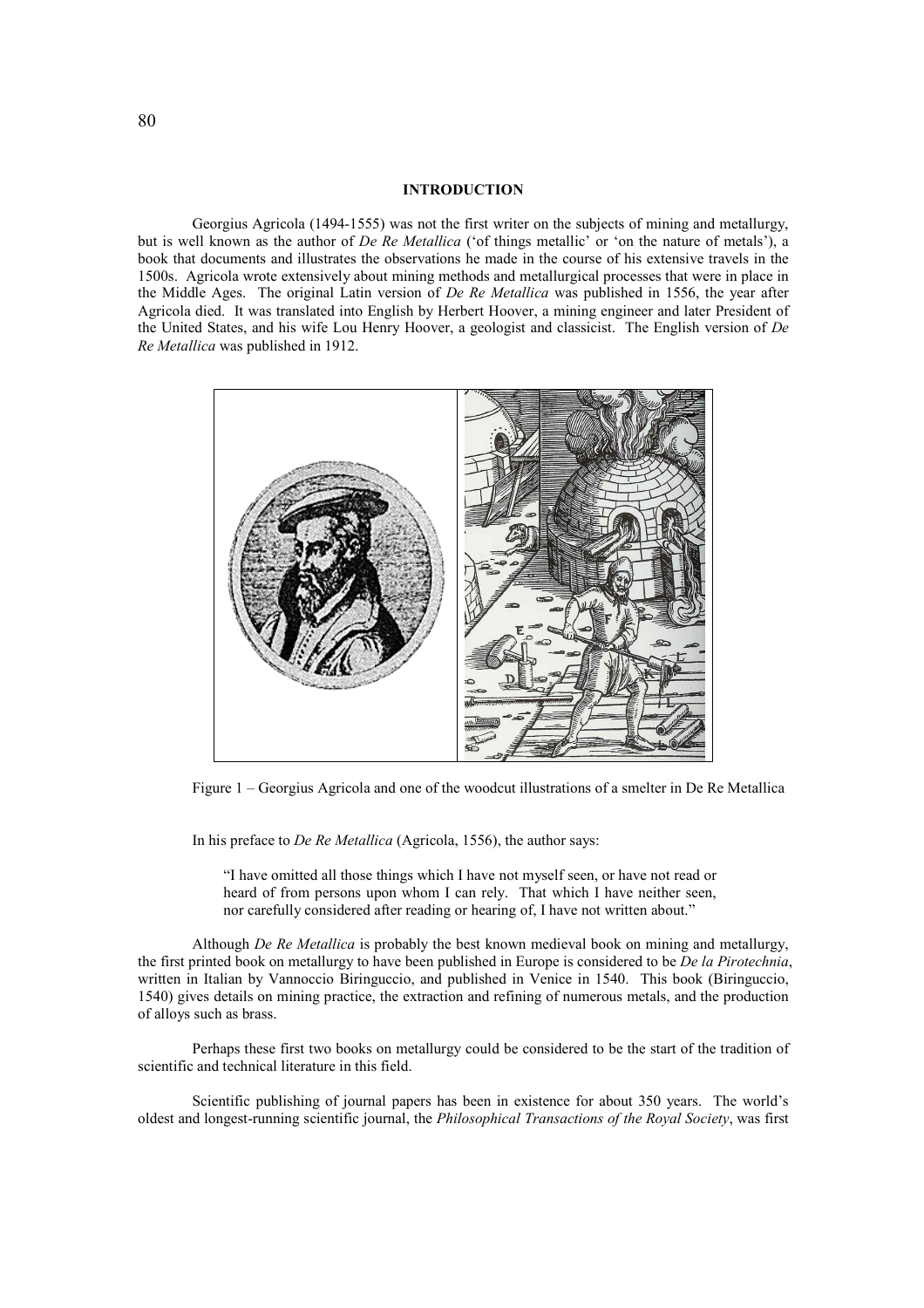## INTRODUCTION

Georgius Agricola (1494-1555) was not the first writer on the subjects of mining and metallurgy, but is well known as the author of *De Re Metallica* ('of things metallic' or 'on the nature of metals'), a book that documents and illustrates the observations he made in the course of his extensive travels in the 1500s. Agricola wrote extensively about mining methods and metallurgical processes that were in place in the Middle Ages. The original Latin version of *De Re Metallica* was published in 1556, the year after Agricola died. It was translated into English by Herbert Hoover, a mining engineer and later President of the United States, and his wife Lou Henry Hoover, a geologist and classicist. The English version of *De Re Metallica* was published in 1912.

Figure 1 – Georgius Agricola and one of the woodcut illustrations of a smelter in De Re Metallica

In his preface to *De Re Metallica* (Agricola, 1556), the author says:

> "I have omitted all those things which I have not myself seen, or have not read or heard of from persons upon whom I can rely. That which I have neither seen, nor carefully considered after reading or hearing of, I have not written about."

Although *De Re Metallica* is probably the best known medieval book on mining and metallurgy, the first printed book on metallurgy to have been published in Europe is considered to be *De la Pirotechnia*, written in Italian by Vannoccio Biringuccio, and published in Venice in 1540. This book (Biringuccio, 1540) gives details on mining practice, the extraction and refining of numerous metals, and the production of alloys such as brass.

Perhaps these first two books on metallurgy could be considered to be the start of the tradition of scientific and technical literature in this field.

Scientific publishing of journal papers has been in existence for about 350 years. The world's oldest and longest-running scientific journal, the *Philosophical Transactions of the Royal Society*, was first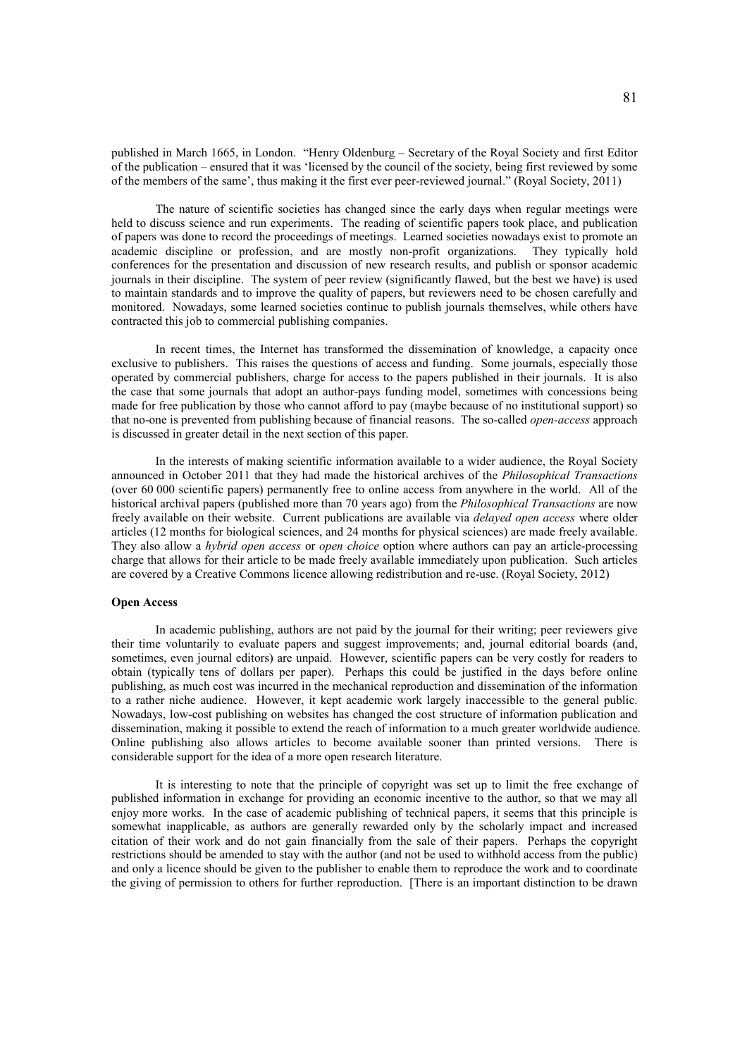published in March 1665, in London. "Henry Oldenburg – Secretary of the Royal Society and first Editor of the publication – ensured that it was 'licensed by the council of the society, being first reviewed by some of the members of the same', thus making it the first ever peer-reviewed journal." (Royal Society, 2011)

The nature of scientific societies has changed since the early days when regular meetings were held to discuss science and run experiments. The reading of scientific papers took place, and publication of papers was done to record the proceedings of meetings. Learned societies nowadays exist to promote an academic discipline or profession, and are mostly non-profit organizations. They typically hold conferences for the presentation and discussion of new research results, and publish or sponsor academic journals in their discipline. The system of peer review (significantly flawed, but the best we have) is used to maintain standards and to improve the quality of papers, but reviewers need to be chosen carefully and monitored. Nowadays, some learned societies continue to publish journals themselves, while others have contracted this job to commercial publishing companies.

In recent times, the Internet has transformed the dissemination of knowledge, a capacity once exclusive to publishers. This raises the questions of access and funding. Some journals, especially those operated by commercial publishers, charge for access to the papers published in their journals. It is also the case that some journals that adopt an author-pays funding model, sometimes with concessions being made for free publication by those who cannot afford to pay (maybe because of no institutional support) so that no-one is prevented from publishing because of financial reasons. The so-called *open-access* approach is discussed in greater detail in the next section of this paper.

In the interests of making scientific information available to a wider audience, the Royal Society announced in October 2011 that they had made the historical archives of the *Philosophical Transactions* (over 60 000 scientific papers) permanently free to online access from anywhere in the world. All of the historical archival papers (published more than 70 years ago) from the *Philosophical Transactions* are now freely available on their website. Current publications are available via *delayed open access* where older articles (12 months for biological sciences, and 24 months for physical sciences) are made freely available. They also allow a *hybrid open access* or *open choice* option where authors can pay an article-processing charge that allows for their article to be made freely available immediately upon publication. Such articles are covered by a Creative Commons licence allowing redistribution and re-use. (Royal Society, 2012)

**Open Access**

In academic publishing, authors are not paid by the journal for their writing; peer reviewers give their time voluntarily to evaluate papers and suggest improvements; and, journal editorial boards (and, sometimes, even journal editors) are unpaid. However, scientific papers can be very costly for readers to obtain (typically tens of dollars per paper). Perhaps this could be justified in the days before online publishing, as much cost was incurred in the mechanical reproduction and dissemination of the information to a rather niche audience. However, it kept academic work largely inaccessible to the general public. Nowadays, low-cost publishing on websites has changed the cost structure of information publication and dissemination, making it possible to extend the reach of information to a much greater worldwide audience. Online publishing also allows articles to become available sooner than printed versions. There is considerable support for the idea of a more open research literature.

It is interesting to note that the principle of copyright was set up to limit the free exchange of published information in exchange for providing an economic incentive to the author, so that we may all enjoy more works. In the case of academic publishing of technical papers, it seems that this principle is somewhat inapplicable, as authors are generally rewarded only by the scholarly impact and increased citation of their work and do not gain financially from the sale of their papers. Perhaps the copyright restrictions should be amended to stay with the author (and not be used to withhold access from the public) and only a licence should be given to the publisher to enable them to reproduce the work and to coordinate the giving of permission to others for further reproduction. [There is an important distinction to be drawn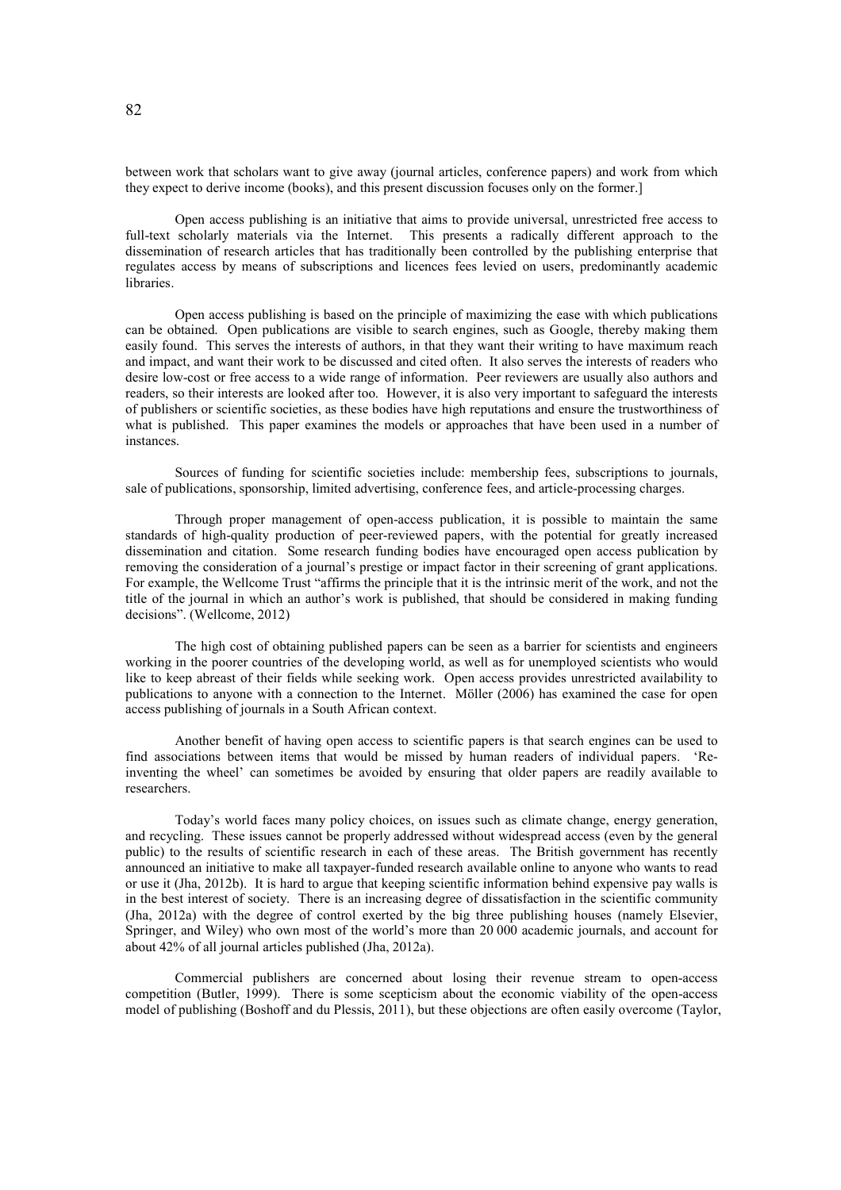between work that scholars want to give away (journal articles, conference papers) and work from which they expect to derive income (books), and this present discussion focuses only on the former.]

Open access publishing is an initiative that aims to provide universal, unrestricted free access to full-text scholarly materials via the Internet. This presents a radically different approach to the dissemination of research articles that has traditionally been controlled by the publishing enterprise that regulates access by means of subscriptions and licences fees levied on users, predominantly academic libraries.

Open access publishing is based on the principle of maximizing the ease with which publications can be obtained. Open publications are visible to search engines, such as Google, thereby making them easily found. This serves the interests of authors, in that they want their writing to have maximum reach and impact, and want their work to be discussed and cited often. It also serves the interests of readers who desire low-cost or free access to a wide range of information. Peer reviewers are usually also authors and readers, so their interests are looked after too. However, it is also very important to safeguard the interests of publishers or scientific societies, as these bodies have high reputations and ensure the trustworthiness of what is published. This paper examines the models or approaches that have been used in a number of instances.

Sources of funding for scientific societies include: membership fees, subscriptions to journals, sale of publications, sponsorship, limited advertising, conference fees, and article-processing charges.

Through proper management of open-access publication, it is possible to maintain the same standards of high-quality production of peer-reviewed papers, with the potential for greatly increased dissemination and citation. Some research funding bodies have encouraged open access publication by removing the consideration of a journal's prestige or impact factor in their screening of grant applications. For example, the Wellcome Trust "affirms the principle that it is the intrinsic merit of the work, and not the title of the journal in which an author's work is published, that should be considered in making funding decisions". (Wellcome, 2012)

The high cost of obtaining published papers can be seen as a barrier for scientists and engineers working in the poorer countries of the developing world, as well as for unemployed scientists who would like to keep abreast of their fields while seeking work. Open access provides unrestricted availability to publications to anyone with a connection to the Internet. Möller (2006) has examined the case for open access publishing of journals in a South African context.

Another benefit of having open access to scientific papers is that search engines can be used to find associations between items that would be missed by human readers of individual papers. 'Re-inventing the wheel' can sometimes be avoided by ensuring that older papers are readily available to researchers.

Today's world faces many policy choices, on issues such as climate change, energy generation, and recycling. These issues cannot be properly addressed without widespread access (even by the general public) to the results of scientific research in each of these areas. The British government has recently announced an initiative to make all taxpayer-funded research available online to anyone who wants to read or use it (Jha, 2012b). It is hard to argue that keeping scientific information behind expensive pay walls is in the best interest of society. There is an increasing degree of dissatisfaction in the scientific community (Jha, 2012a) with the degree of control exerted by the big three publishing houses (namely Elsevier, Springer, and Wiley) who own most of the world's more than 20 000 academic journals, and account for about 42% of all journal articles published (Jha, 2012a).

Commercial publishers are concerned about losing their revenue stream to open-access competition (Butler, 1999). There is some scepticism about the economic viability of the open-access model of publishing (Boshoff and du Plessis, 2011), but these objections are often easily overcome (Taylor,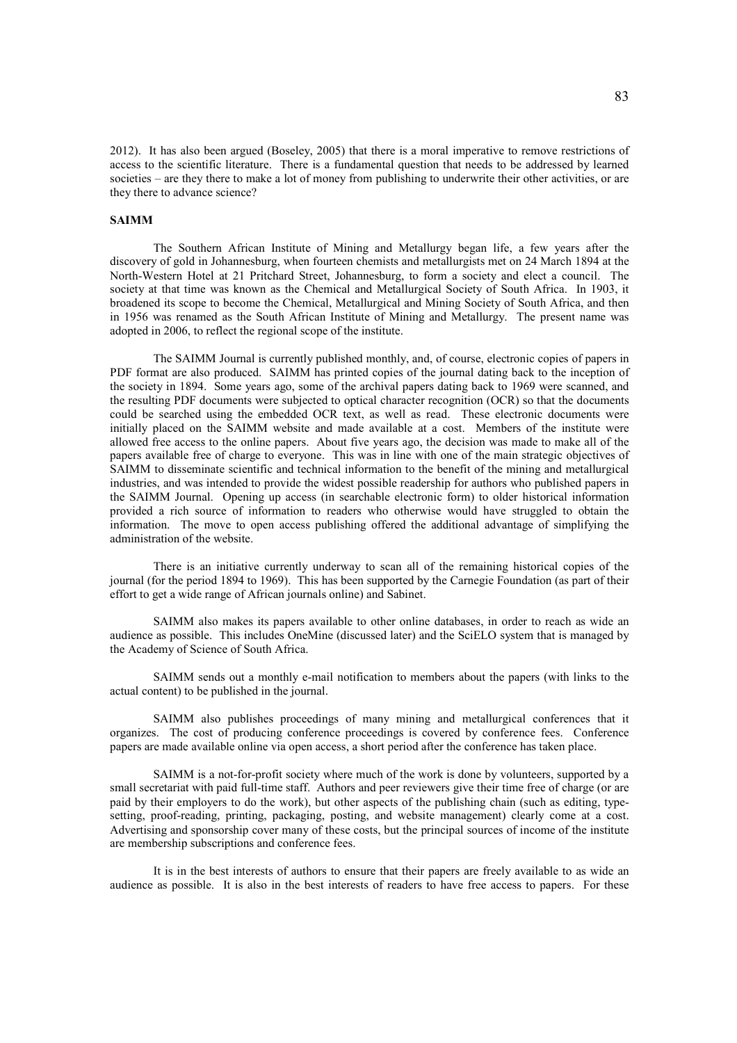2012). It has also been argued (Boseley, 2005) that there is a moral imperative to remove restrictions of access to the scientific literature. There is a fundamental question that needs to be addressed by learned societies – are they there to make a lot of money from publishing to underwrite their other activities, or are they there to advance science?

**SAIMM**

The Southern African Institute of Mining and Metallurgy began life, a few years after the discovery of gold in Johannesburg, when fourteen chemists and metallurgists met on 24 March 1894 at the North-Western Hotel at 21 Pritchard Street, Johannesburg, to form a society and elect a council. The society at that time was known as the Chemical and Metallurgical Society of South Africa. In 1903, it broadened its scope to become the Chemical, Metallurgical and Mining Society of South Africa, and then in 1956 was renamed as the South African Institute of Mining and Metallurgy. The present name was adopted in 2006, to reflect the regional scope of the institute.

The SAIMM Journal is currently published monthly, and, of course, electronic copies of papers in PDF format are also produced. SAIMM has printed copies of the journal dating back to the inception of the society in 1894. Some years ago, some of the archival papers dating back to 1969 were scanned, and the resulting PDF documents were subjected to optical character recognition (OCR) so that the documents could be searched using the embedded OCR text, as well as read. These electronic documents were initially placed on the SAIMM website and made available at a cost. Members of the institute were allowed free access to the online papers. About five years ago, the decision was made to make all of the papers available free of charge to everyone. This was in line with one of the main strategic objectives of SAIMM to disseminate scientific and technical information to the benefit of the mining and metallurgical industries, and was intended to provide the widest possible readership for authors who published papers in the SAIMM Journal. Opening up access (in searchable electronic form) to older historical information provided a rich source of information to readers who otherwise would have struggled to obtain the information. The move to open access publishing offered the additional advantage of simplifying the administration of the website.

There is an initiative currently underway to scan all of the remaining historical copies of the journal (for the period 1894 to 1969). This has been supported by the Carnegie Foundation (as part of their effort to get a wide range of African journals online) and Sabinet.

SAIMM also makes its papers available to other online databases, in order to reach as wide an audience as possible. This includes OneMine (discussed later) and the SciELO system that is managed by the Academy of Science of South Africa.

SAIMM sends out a monthly e-mail notification to members about the papers (with links to the actual content) to be published in the journal.

SAIMM also publishes proceedings of many mining and metallurgical conferences that it organizes. The cost of producing conference proceedings is covered by conference fees. Conference papers are made available online via open access, a short period after the conference has taken place.

SAIMM is a not-for-profit society where much of the work is done by volunteers, supported by a small secretariat with paid full-time staff. Authors and peer reviewers give their time free of charge (or are paid by their employers to do the work), but other aspects of the publishing chain (such as editing, type-setting, proof-reading, printing, packaging, posting, and website management) clearly come at a cost. Advertising and sponsorship cover many of these costs, but the principal sources of income of the institute are membership subscriptions and conference fees.

It is in the best interests of authors to ensure that their papers are freely available to as wide an audience as possible. It is also in the best interests of readers to have free access to papers. For these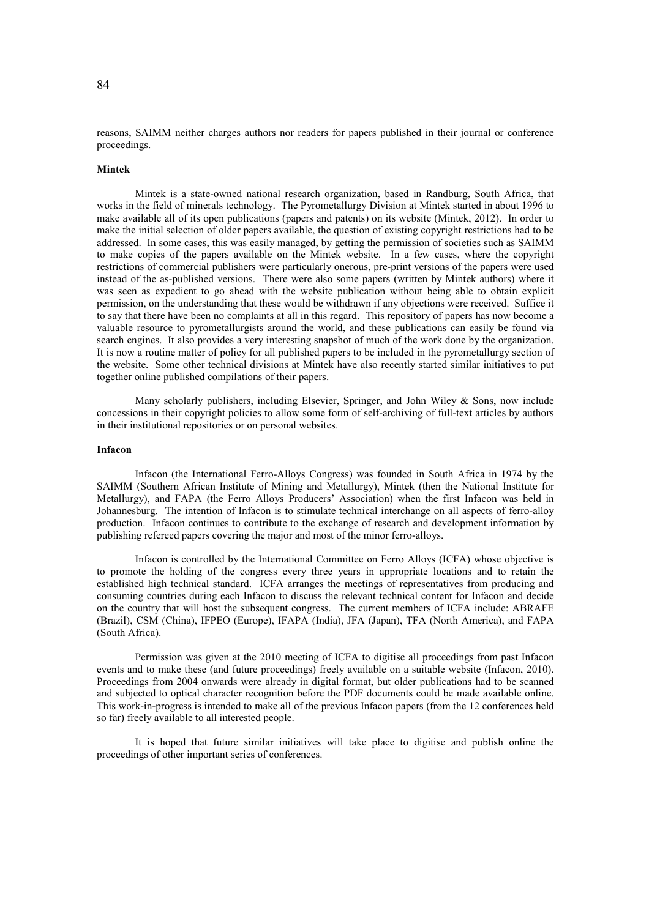reasons, SAIMM neither charges authors nor readers for papers published in their journal or conference proceedings.

**Mintek**

Mintek is a state-owned national research organization, based in Randburg, South Africa, that works in the field of minerals technology. The Pyrometallurgy Division at Mintek started in about 1996 to make available all of its open publications (papers and patents) on its website (Mintek, 2012). In order to make the initial selection of older papers available, the question of existing copyright restrictions had to be addressed. In some cases, this was easily managed, by getting the permission of societies such as SAIMM to make copies of the papers available on the Mintek website. In a few cases, where the copyright restrictions of commercial publishers were particularly onerous, pre-print versions of the papers were used instead of the as-published versions. There were also some papers (written by Mintek authors) where it was seen as expedient to go ahead with the website publication without being able to obtain explicit permission, on the understanding that these would be withdrawn if any objections were received. Suffice it to say that there have been no complaints at all in this regard. This repository of papers has now become a valuable resource to pyrometallurgists around the world, and these publications can easily be found via search engines. It also provides a very interesting snapshot of much of the work done by the organization. It is now a routine matter of policy for all published papers to be included in the pyrometallurgy section of the website. Some other technical divisions at Mintek have also recently started similar initiatives to put together online published compilations of their papers.

Many scholarly publishers, including Elsevier, Springer, and John Wiley & Sons, now include concessions in their copyright policies to allow some form of self-archiving of full-text articles by authors in their institutional repositories or on personal websites.

**Infacon**

Infacon (the International Ferro-Alloys Congress) was founded in South Africa in 1974 by the SAIMM (Southern African Institute of Mining and Metallurgy), Mintek (then the National Institute for Metallurgy), and FAPA (the Ferro Alloys Producers' Association) when the first Infacon was held in Johannesburg. The intention of Infacon is to stimulate technical interchange on all aspects of ferro-alloy production. Infacon continues to contribute to the exchange of research and development information by publishing refereed papers covering the major and most of the minor ferro-alloys.

Infacon is controlled by the International Committee on Ferro Alloys (ICFA) whose objective is to promote the holding of the congress every three years in appropriate locations and to retain the established high technical standard. ICFA arranges the meetings of representatives from producing and consuming countries during each Infacon to discuss the relevant technical content for Infacon and decide on the country that will host the subsequent congress. The current members of ICFA include: ABRAFE (Brazil), CSM (China), IFPEO (Europe), IFAPA (India), JFA (Japan), TFA (North America), and FAPA (South Africa).

Permission was given at the 2010 meeting of ICFA to digitise all proceedings from past Infacon events and to make these (and future proceedings) freely available on a suitable website (Infacon, 2010). Proceedings from 2004 onwards were already in digital format, but older publications had to be scanned and subjected to optical character recognition before the PDF documents could be made available online. This work-in-progress is intended to make all of the previous Infacon papers (from the 12 conferences held so far) freely available to all interested people.

It is hoped that future similar initiatives will take place to digitise and publish online the proceedings of other important series of conferences.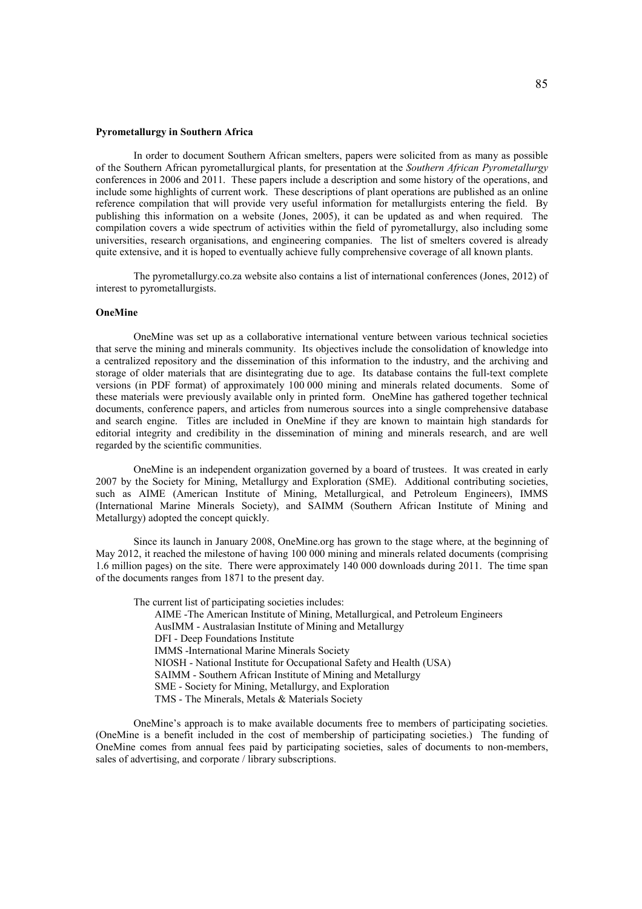**Pyrometallurgy in Southern Africa**

In order to document Southern African smelters, papers were solicited from as many as possible of the Southern African pyrometallurgical plants, for presentation at the *Southern African Pyrometallurgy* conferences in 2006 and 2011. These papers include a description and some history of the operations, and include some highlights of current work. These descriptions of plant operations are published as an online reference compilation that will provide very useful information for metallurgists entering the field. By publishing this information on a website (Jones, 2005), it can be updated as and when required. The compilation covers a wide spectrum of activities within the field of pyrometallurgy, also including some universities, research organisations, and engineering companies. The list of smelters covered is already quite extensive, and it is hoped to eventually achieve fully comprehensive coverage of all known plants.

The pyrometallurgy.co.za website also contains a list of international conferences (Jones, 2012) of interest to pyrometallurgists.

**OneMine**

OneMine was set up as a collaborative international venture between various technical societies that serve the mining and minerals community. Its objectives include the consolidation of knowledge into a centralized repository and the dissemination of this information to the industry, and the archiving and storage of older materials that are disintegrating due to age. Its database contains the full-text complete versions (in PDF format) of approximately 100 000 mining and minerals related documents. Some of these materials were previously available only in printed form. OneMine has gathered together technical documents, conference papers, and articles from numerous sources into a single comprehensive database and search engine. Titles are included in OneMine if they are known to maintain high standards for editorial integrity and credibility in the dissemination of mining and minerals research, and are well regarded by the scientific communities.

OneMine is an independent organization governed by a board of trustees. It was created in early 2007 by the Society for Mining, Metallurgy and Exploration (SME). Additional contributing societies, such as AIME (American Institute of Mining, Metallurgical, and Petroleum Engineers), IMMS (International Marine Minerals Society), and SAIMM (Southern African Institute of Mining and Metallurgy) adopted the concept quickly.

Since its launch in January 2008, OneMine.org has grown to the stage where, at the beginning of May 2012, it reached the milestone of having 100 000 mining and minerals related documents (comprising 1.6 million pages) on the site. There were approximately 140 000 downloads during 2011. The time span of the documents ranges from 1871 to the present day.

The current list of participating societies includes:

- AIME -The American Institute of Mining, Metallurgical, and Petroleum Engineers
- AusIMM - Australasian Institute of Mining and Metallurgy
- DFI - Deep Foundations Institute
- IMMS -International Marine Minerals Society
- NIOSH - National Institute for Occupational Safety and Health (USA)
- SAIMM - Southern African Institute of Mining and Metallurgy
- SME - Society for Mining, Metallurgy, and Exploration
- TMS - The Minerals, Metals & Materials Society

OneMine's approach is to make available documents free to members of participating societies. (OneMine is a benefit included in the cost of membership of participating societies.) The funding of OneMine comes from annual fees paid by participating societies, sales of documents to non-members, sales of advertising, and corporate / library subscriptions.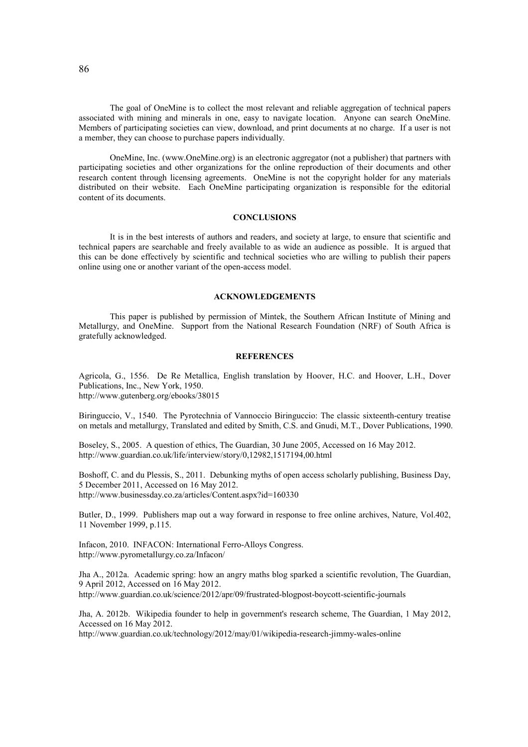The goal of OneMine is to collect the most relevant and reliable aggregation of technical papers associated with mining and minerals in one, easy to navigate location. Anyone can search OneMine. Members of participating societies can view, download, and print documents at no charge. If a user is not a member, they can choose to purchase papers individually.

OneMine, Inc. (www.OneMine.org) is an electronic aggregator (not a publisher) that partners with participating societies and other organizations for the online reproduction of their documents and other research content through licensing agreements. OneMine is not the copyright holder for any materials distributed on their website. Each OneMine participating organization is responsible for the editorial content of its documents.

## CONCLUSIONS

It is in the best interests of authors and readers, and society at large, to ensure that scientific and technical papers are searchable and freely available to as wide an audience as possible. It is argued that this can be done effectively by scientific and technical societies who are willing to publish their papers online using one or another variant of the open-access model.

## ACKNOWLEDGEMENTS

This paper is published by permission of Mintek, the Southern African Institute of Mining and Metallurgy, and OneMine. Support from the National Research Foundation (NRF) of South Africa is gratefully acknowledged.

## REFERENCES

Agricola, G., 1556. De Re Metallica, English translation by Hoover, H.C. and Hoover, L.H., Dover Publications, Inc., New York, 1950.
http://www.gutenberg.org/ebooks/38015

Biringuccio, V., 1540. The Pyrotechnia of Vannoccio Biringuccio: The classic sixteenth-century treatise on metals and metallurgy, Translated and edited by Smith, C.S. and Gnudi, M.T., Dover Publications, 1990.

Boseley, S., 2005. A question of ethics, The Guardian, 30 June 2005, Accessed on 16 May 2012.
http://www.guardian.co.uk/life/interview/story/0,12982,1517194,00.html

Boshoff, C. and du Plessis, S., 2011. Debunking myths of open access scholarly publishing, Business Day, 5 December 2011, Accessed on 16 May 2012.
http://www.businessday.co.za/articles/Content.aspx?id=160330

Butler, D., 1999. Publishers map out a way forward in response to free online archives, Nature, Vol.402, 11 November 1999, p.115.

Infacon, 2010. INFACON: International Ferro-Alloys Congress.
http://www.pyrometallurgy.co.za/Infacon/

Jha A., 2012a. Academic spring: how an angry maths blog sparked a scientific revolution, The Guardian, 9 April 2012, Accessed on 16 May 2012.
http://www.guardian.co.uk/science/2012/apr/09/frustrated-blogpost-boycott-scientific-journals

Jha, A. 2012b. Wikipedia founder to help in government's research scheme, The Guardian, 1 May 2012, Accessed on 16 May 2012.
http://www.guardian.co.uk/technology/2012/may/01/wikipedia-research-jimmy-wales-online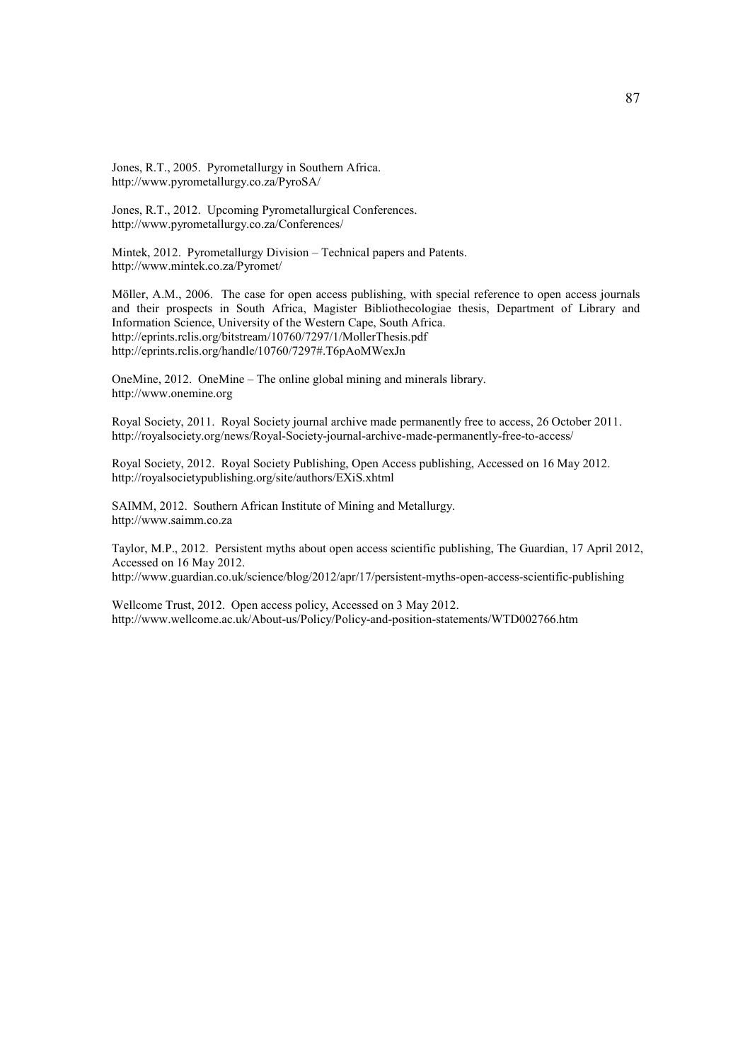Jones, R.T., 2005. Pyrometallurgy in Southern Africa.
http://www.pyrometallurgy.co.za/PyroSA/

Jones, R.T., 2012. Upcoming Pyrometallurgical Conferences.
http://www.pyrometallurgy.co.za/Conferences/

Mintek, 2012. Pyrometallurgy Division – Technical papers and Patents.
http://www.mintek.co.za/Pyromet/

Möller, A.M., 2006. The case for open access publishing, with special reference to open access journals and their prospects in South Africa, Magister Bibliothecologiae thesis, Department of Library and Information Science, University of the Western Cape, South Africa.
http://eprints.rclis.org/bitstream/10760/7297/1/MollerThesis.pdf
http://eprints.rclis.org/handle/10760/7297#.T6pAoMWexJn

OneMine, 2012. OneMine – The online global mining and minerals library.
http://www.onemine.org

Royal Society, 2011. Royal Society journal archive made permanently free to access, 26 October 2011.
http://royalsociety.org/news/Royal-Society-journal-archive-made-permanently-free-to-access/

Royal Society, 2012. Royal Society Publishing, Open Access publishing, Accessed on 16 May 2012.
http://royalsocietypublishing.org/site/authors/EXiS.xhtml

SAIMM, 2012. Southern African Institute of Mining and Metallurgy.
http://www.saimm.co.za

Taylor, M.P., 2012. Persistent myths about open access scientific publishing, The Guardian, 17 April 2012, Accessed on 16 May 2012.
http://www.guardian.co.uk/science/blog/2012/apr/17/persistent-myths-open-access-scientific-publishing

Wellcome Trust, 2012. Open access policy, Accessed on 3 May 2012.
http://www.wellcome.ac.uk/About-us/Policy/Policy-and-position-statements/WTD002766.htm